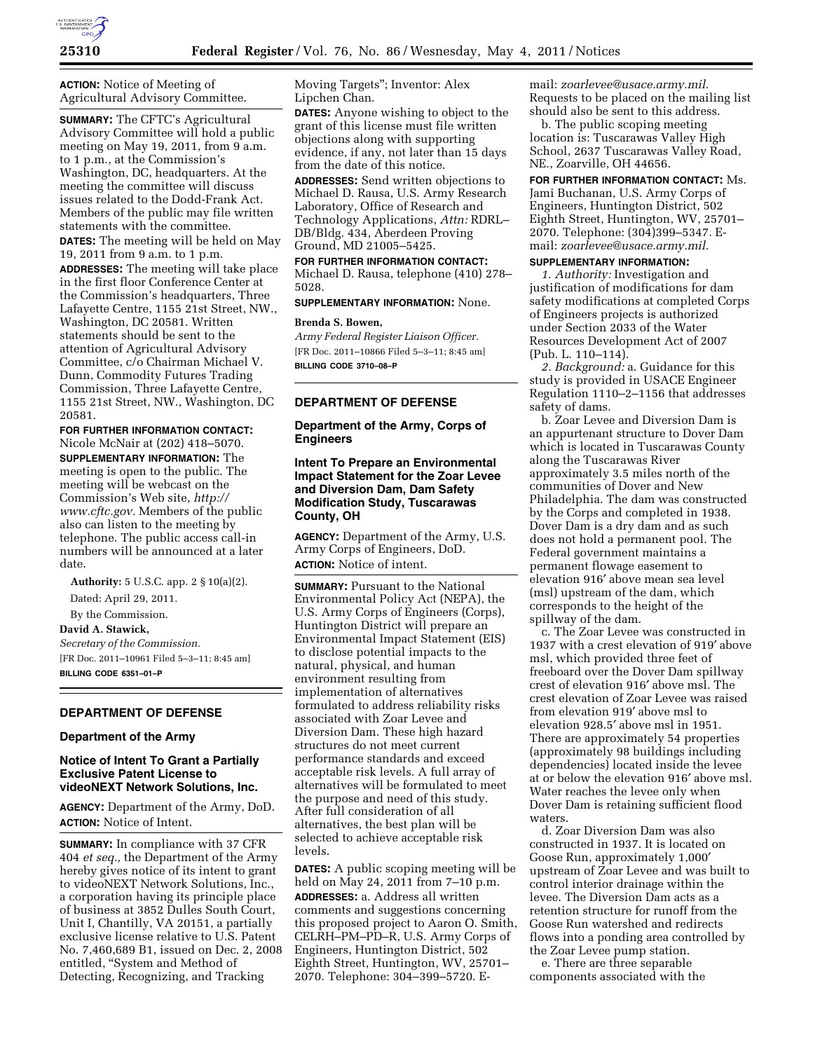**ACTION:** Notice of Meeting of Agricultural Advisory Committee.

**SUMMARY:** The CFTC's Agricultural Advisory Committee will hold a public meeting on May 19, 2011, from 9 a.m. to 1 p.m., at the Commission's Washington, DC, headquarters. At the meeting the committee will discuss issues related to the Dodd-Frank Act. Members of the public may file written statements with the committee.

**DATES:** The meeting will be held on May 19, 2011 from 9 a.m. to 1 p.m.

**ADDRESSES:** The meeting will take place in the first floor Conference Center at the Commission's headquarters, Three Lafayette Centre, 1155 21st Street, NW., Washington, DC 20581. Written statements should be sent to the attention of Agricultural Advisory Committee, c/o Chairman Michael V. Dunn, Commodity Futures Trading Commission, Three Lafayette Centre, 1155 21st Street, NW., Washington, DC 20581.

**FOR FURTHER INFORMATION CONTACT:** Nicole McNair at (202) 418–5070.

**SUPPLEMENTARY INFORMATION:** The meeting is open to the public. The meeting will be webcast on the Commission's Web site, *http://www.cftc.gov.* Members of the public also can listen to the meeting by telephone. The public access call-in numbers will be announced at a later date.

**Authority:** 5 U.S.C. app. 2 § 10(a)(2).

Dated: April 29, 2011.

By the Commission.

**David A. Stawick,**

*Secretary of the Commission.*

[FR Doc. 2011–10961 Filed 5–3–11; 8:45 am]

**BILLING CODE 6351–01–P**

## DEPARTMENT OF DEFENSE

### Department of the Army

### Notice of Intent To Grant a Partially Exclusive Patent License to videoNEXT Network Solutions, Inc.

**AGENCY:** Department of the Army, DoD.

**ACTION:** Notice of Intent.

**SUMMARY:** In compliance with 37 CFR 404 *et seq.,* the Department of the Army hereby gives notice of its intent to grant to videoNEXT Network Solutions, Inc., a corporation having its principle place of business at 3852 Dulles South Court, Unit I, Chantilly, VA 20151, a partially exclusive license relative to U.S. Patent No. 7,460,689 B1, issued on Dec. 2, 2008 entitled, "System and Method of Detecting, Recognizing, and Tracking Moving Targets"; Inventor: Alex Lipchen Chan.

**DATES:** Anyone wishing to object to the grant of this license must file written objections along with supporting evidence, if any, not later than 15 days from the date of this notice.

**ADDRESSES:** Send written objections to Michael D. Rausa, U.S. Army Research Laboratory, Office of Research and Technology Applications, *Attn:* RDRL–DB/Bldg. 434, Aberdeen Proving Ground, MD 21005–5425.

**FOR FURTHER INFORMATION CONTACT:** Michael D. Rausa, telephone (410) 278–5028.

**SUPPLEMENTARY INFORMATION:** None.

**Brenda S. Bowen,**

*Army Federal Register Liaison Officer.*

[FR Doc. 2011–10866 Filed 5–3–11; 8:45 am]

**BILLING CODE 3710–08–P**

## DEPARTMENT OF DEFENSE

### Department of the Army, Corps of Engineers

### Intent To Prepare an Environmental Impact Statement for the Zoar Levee and Diversion Dam, Dam Safety Modification Study, Tuscarawas County, OH

**AGENCY:** Department of the Army, U.S. Army Corps of Engineers, DoD.

**ACTION:** Notice of intent.

**SUMMARY:** Pursuant to the National Environmental Policy Act (NEPA), the U.S. Army Corps of Engineers (Corps), Huntington District will prepare an Environmental Impact Statement (EIS) to disclose potential impacts to the natural, physical, and human environment resulting from implementation of alternatives formulated to address reliability risks associated with Zoar Levee and Diversion Dam. These high hazard structures do not meet current performance standards and exceed acceptable risk levels. A full array of alternatives will be formulated to meet the purpose and need of this study. After full consideration of all alternatives, the best plan will be selected to achieve acceptable risk levels.

**DATES:** A public scoping meeting will be held on May 24, 2011 from 7–10 p.m.

**ADDRESSES:** a. Address all written comments and suggestions concerning this proposed project to Aaron O. Smith, CELRH–PM–PD–R, U.S. Army Corps of Engineers, Huntington District, 502 Eighth Street, Huntington, WV, 25701–2070. Telephone: 304–399–5720. E-mail: *zoarlevee@usace.army.mil.* Requests to be placed on the mailing list should also be sent to this address.

b. The public scoping meeting location is: Tuscarawas Valley High School, 2637 Tuscarawas Valley Road, NE., Zoarville, OH 44656.

**FOR FURTHER INFORMATION CONTACT:** Ms. Jami Buchanan, U.S. Army Corps of Engineers, Huntington District, 502 Eighth Street, Huntington, WV, 25701–2070. Telephone: (304)399–5347. E-mail: *zoarlevee@usace.army.mil.*

**SUPPLEMENTARY INFORMATION:**

*1. Authority:* Investigation and justification of modifications for dam safety modifications at completed Corps of Engineers projects is authorized under Section 2033 of the Water Resources Development Act of 2007 (Pub. L. 110–114).

*2. Background:* a. Guidance for this study is provided in USACE Engineer Regulation 1110–2–1156 that addresses safety of dams.

b. Zoar Levee and Diversion Dam is an appurtenant structure to Dover Dam which is located in Tuscarawas County along the Tuscarawas River approximately 3.5 miles north of the communities of Dover and New Philadelphia. The dam was constructed by the Corps and completed in 1938. Dover Dam is a dry dam and as such does not hold a permanent pool. The Federal government maintains a permanent flowage easement to elevation 916′ above mean sea level (msl) upstream of the dam, which corresponds to the height of the spillway of the dam.

c. The Zoar Levee was constructed in 1937 with a crest elevation of 919′ above msl, which provided three feet of freeboard over the Dover Dam spillway crest of elevation 916′ above msl. The crest elevation of Zoar Levee was raised from elevation 919′ above msl to elevation 928.5′ above msl in 1951. There are approximately 54 properties (approximately 98 buildings including dependencies) located inside the levee at or below the elevation 916′ above msl. Water reaches the levee only when Dover Dam is retaining sufficient flood waters.

d. Zoar Diversion Dam was also constructed in 1937. It is located on Goose Run, approximately 1,000′ upstream of Zoar Levee and was built to control interior drainage within the levee. The Diversion Dam acts as a retention structure for runoff from the Goose Run watershed and redirects flows into a ponding area controlled by the Zoar Levee pump station.

e. There are three separable components associated with the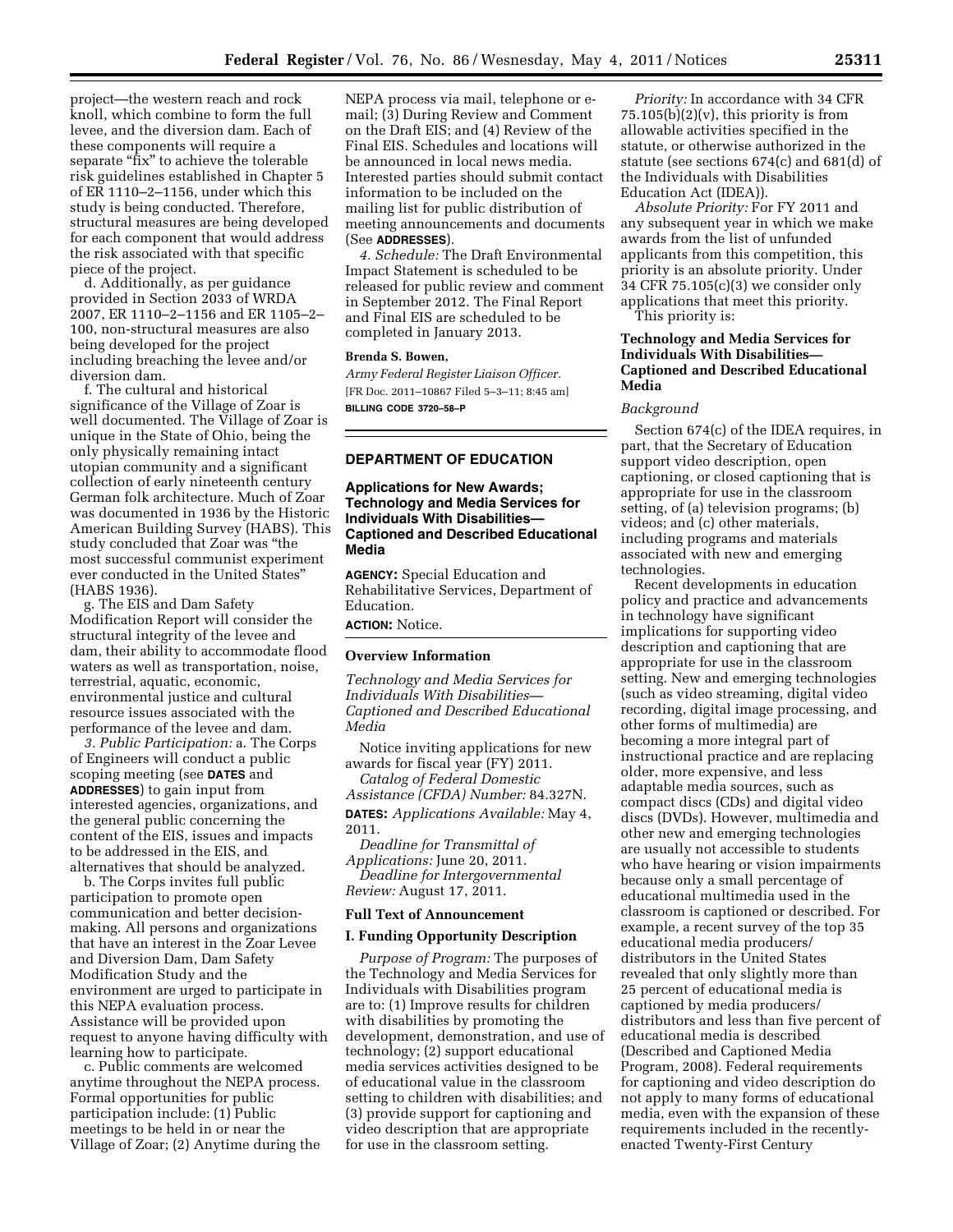project—the western reach and rock knoll, which combine to form the full levee, and the diversion dam. Each of these components will require a separate "fix" to achieve the tolerable risk guidelines established in Chapter 5 of ER 1110–2–1156, under which this study is being conducted. Therefore, structural measures are being developed for each component that would address the risk associated with that specific piece of the project.

d. Additionally, as per guidance provided in Section 2033 of WRDA 2007, ER 1110–2–1156 and ER 1105–2–100, non-structural measures are also being developed for the project including breaching the levee and/or diversion dam.

f. The cultural and historical significance of the Village of Zoar is well documented. The Village of Zoar is unique in the State of Ohio, being the only physically remaining intact utopian community and a significant collection of early nineteenth century German folk architecture. Much of Zoar was documented in 1936 by the Historic American Building Survey (HABS). This study concluded that Zoar was "the most successful communist experiment ever conducted in the United States" (HABS 1936).

g. The EIS and Dam Safety Modification Report will consider the structural integrity of the levee and dam, their ability to accommodate flood waters as well as transportation, noise, terrestrial, aquatic, economic, environmental justice and cultural resource issues associated with the performance of the levee and dam.

*3. Public Participation:* a. The Corps of Engineers will conduct a public scoping meeting (see **DATES** and **ADDRESSES**) to gain input from interested agencies, organizations, and the general public concerning the content of the EIS, issues and impacts to be addressed in the EIS, and alternatives that should be analyzed.

b. The Corps invites full public participation to promote open communication and better decision-making. All persons and organizations that have an interest in the Zoar Levee and Diversion Dam, Dam Safety Modification Study and the environment are urged to participate in this NEPA evaluation process. Assistance will be provided upon request to anyone having difficulty with learning how to participate.

c. Public comments are welcomed anytime throughout the NEPA process. Formal opportunities for public participation include: (1) Public meetings to be held in or near the Village of Zoar; (2) Anytime during the NEPA process via mail, telephone or e-mail; (3) During Review and Comment on the Draft EIS; and (4) Review of the Final EIS. Schedules and locations will be announced in local news media. Interested parties should submit contact information to be included on the mailing list for public distribution of meeting announcements and documents (See **ADDRESSES**).

*4. Schedule:* The Draft Environmental Impact Statement is scheduled to be released for public review and comment in September 2012. The Final Report and Final EIS are scheduled to be completed in January 2013.

**Brenda S. Bowen,**

*Army Federal Register Liaison Officer.*

[FR Doc. 2011–10867 Filed 5–3–11; 8:45 am]

**BILLING CODE 3720–58–P**

## DEPARTMENT OF EDUCATION

### Applications for New Awards; Technology and Media Services for Individuals With Disabilities—Captioned and Described Educational Media

**AGENCY:** Special Education and Rehabilitative Services, Department of Education.

**ACTION:** Notice.

### Overview Information

*Technology and Media Services for Individuals With Disabilities—Captioned and Described Educational Media*

Notice inviting applications for new awards for fiscal year (FY) 2011.

*Catalog of Federal Domestic Assistance (CFDA) Number:* 84.327N.

**DATES:** *Applications Available:* May 4, 2011.

*Deadline for Transmittal of Applications:* June 20, 2011.

*Deadline for Intergovernmental Review:* August 17, 2011.

### Full Text of Announcement

### I. Funding Opportunity Description

*Purpose of Program:* The purposes of the Technology and Media Services for Individuals with Disabilities program are to: (1) Improve results for children with disabilities by promoting the development, demonstration, and use of technology; (2) support educational media services activities designed to be of educational value in the classroom setting to children with disabilities; and (3) provide support for captioning and video description that are appropriate for use in the classroom setting.

*Priority:* In accordance with 34 CFR 75.105(b)(2)(v), this priority is from allowable activities specified in the statute, or otherwise authorized in the statute (see sections 674(c) and 681(d) of the Individuals with Disabilities Education Act (IDEA)).

*Absolute Priority:* For FY 2011 and any subsequent year in which we make awards from the list of unfunded applicants from this competition, this priority is an absolute priority. Under 34 CFR 75.105(c)(3) we consider only applications that meet this priority.

This priority is:

### Technology and Media Services for Individuals With Disabilities—Captioned and Described Educational Media

*Background*

Section 674(c) of the IDEA requires, in part, that the Secretary of Education support video description, open captioning, or closed captioning that is appropriate for use in the classroom setting, of (a) television programs; (b) videos; and (c) other materials, including programs and materials associated with new and emerging technologies.

Recent developments in education policy and practice and advancements in technology have significant implications for supporting video description and captioning that are appropriate for use in the classroom setting. New and emerging technologies (such as video streaming, digital video recording, digital image processing, and other forms of multimedia) are becoming a more integral part of instructional practice and are replacing older, more expensive, and less adaptable media sources, such as compact discs (CDs) and digital video discs (DVDs). However, multimedia and other new and emerging technologies are usually not accessible to students who have hearing or vision impairments because only a small percentage of educational multimedia used in the classroom is captioned or described. For example, a recent survey of the top 35 educational media producers/distributors in the United States revealed that only slightly more than 25 percent of educational media is captioned by media producers/distributors and less than five percent of educational media is described (Described and Captioned Media Program, 2008). Federal requirements for captioning and video description do not apply to many forms of educational media, even with the expansion of these requirements included in the recently-enacted Twenty-First Century